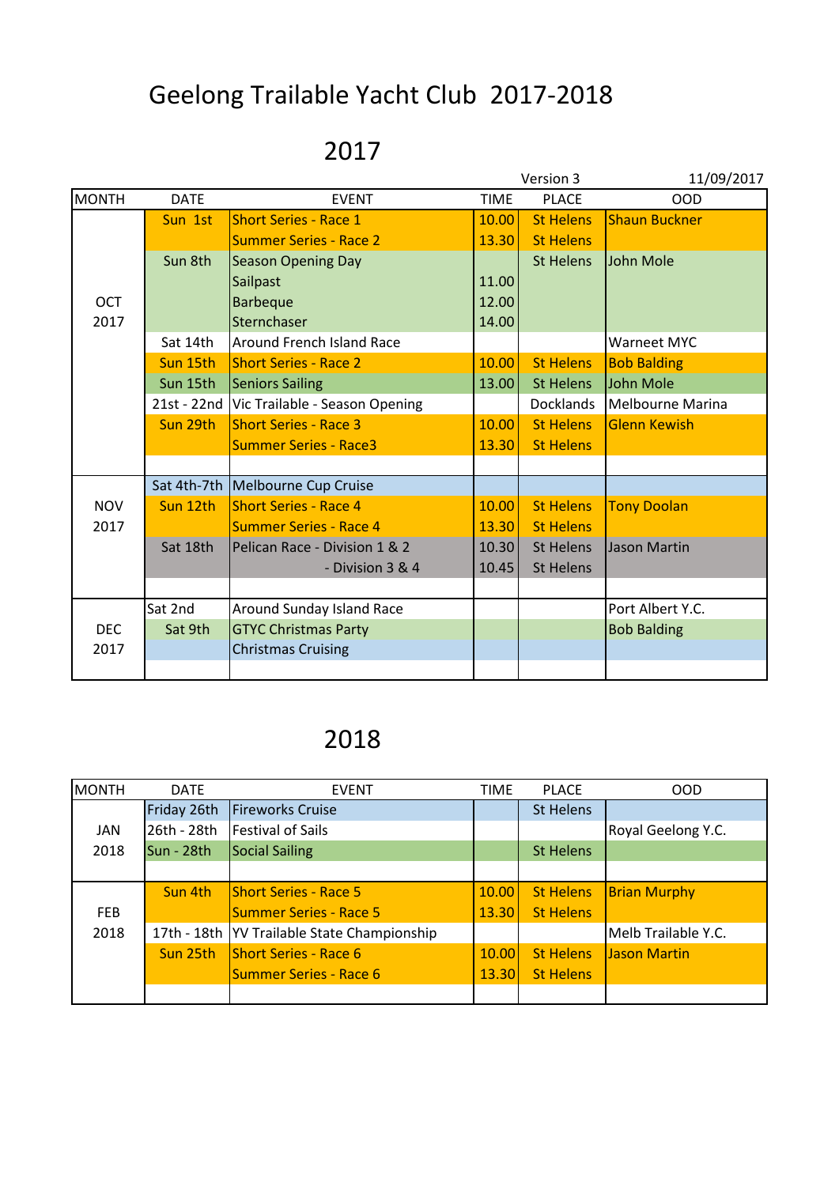# Geelong Trailable Yacht Club 2017-2018

## 2017

Version 3 11/09/2017

| MONTH | DATE | EVENT | TIME | PLACE | OOD |
|---|---|---|---|---|---|
| OCT 2017 | Sun 1st | Short Series - Race 1 | 10.00 | St Helens | Shaun Buckner |
| | | Summer Series - Race 2 | 13.30 | St Helens | |
| | Sun 8th | Season Opening Day | | St Helens | John Mole |
| | | Sailpast | 11.00 | | |
| | | Barbeque | 12.00 | | |
| | | Sternchaser | 14.00 | | |
| | Sat 14th | Around French Island Race | | | Warneet MYC |
| | Sun 15th | Short Series - Race 2 | 10.00 | St Helens | Bob Balding |
| | Sun 15th | Seniors Sailing | 13.00 | St Helens | John Mole |
| | 21st - 22nd | Vic Trailable - Season Opening | | Docklands | Melbourne Marina |
| | Sun 29th | Short Series - Race 3 | 10.00 | St Helens | Glenn Kewish |
| | | Summer Series - Race3 | 13.30 | St Helens | |
| | | | | | |
| NOV 2017 | Sat 4th-7th | Melbourne Cup Cruise | | | |
| | Sun 12th | Short Series - Race 4 | 10.00 | St Helens | Tony Doolan |
| | | Summer Series - Race 4 | 13.30 | St Helens | |
| | Sat 18th | Pelican Race - Division 1 & 2 | 10.30 | St Helens | Jason Martin |
| | | - Division 3 & 4 | 10.45 | St Helens | |
| | | | | | |
| DEC 2017 | Sat 2nd | Around Sunday Island Race | | | Port Albert Y.C. |
| | Sat 9th | GTYC Christmas Party | | | Bob Balding |
| | | Christmas Cruising | | | |
| | | | | | |

## 2018

| MONTH | DATE | EVENT | TIME | PLACE | OOD |
|---|---|---|---|---|---|
| JAN 2018 | Friday 26th | Fireworks Cruise | | St Helens | |
| | 26th - 28th | Festival of Sails | | | Royal Geelong Y.C. |
| | Sun - 28th | Social Sailing | | St Helens | |
| | | | | | |
| FEB 2018 | Sun 4th | Short Series - Race 5 | 10.00 | St Helens | Brian Murphy |
| | | Summer Series - Race 5 | 13.30 | St Helens | |
| | 17th - 18th | YV Trailable State Championship | | | Melb Trailable Y.C. |
| | Sun 25th | Short Series - Race 6 | 10.00 | St Helens | Jason Martin |
| | | Summer Series - Race 6 | 13.30 | St Helens | |
| | | | | | |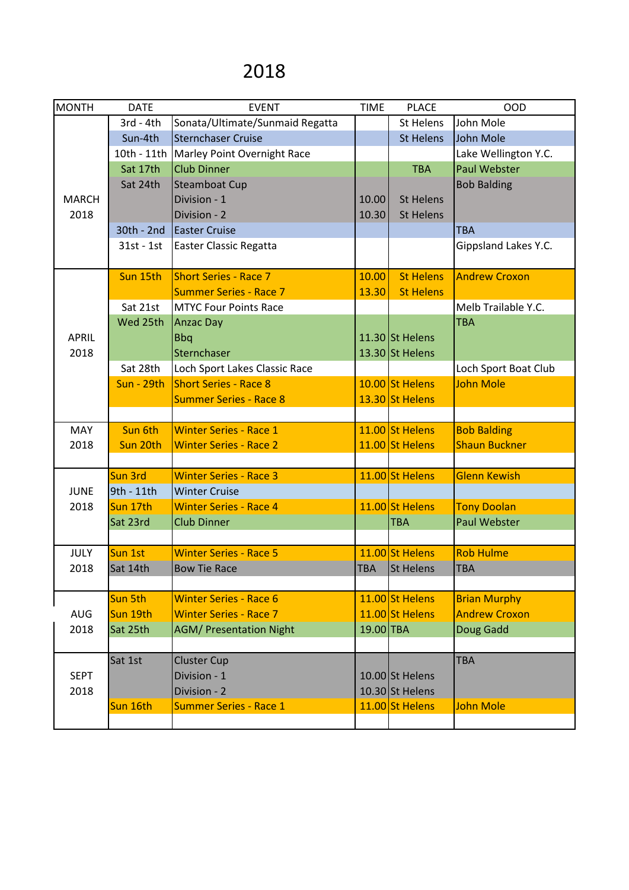# 2018

| MONTH | DATE | EVENT | TIME | PLACE | OOD |
|---|---|---|---|---|---|
| MARCH 2018 | 3rd - 4th | Sonata/Ultimate/Sunmaid Regatta | | St Helens | John Mole |
| | Sun-4th | Sternchaser Cruise | | St Helens | John Mole |
| | 10th - 11th | Marley Point Overnight Race | | | Lake Wellington Y.C. |
| | Sat 17th | Club Dinner | | TBA | Paul Webster |
| | Sat 24th | Steamboat Cup | | | Bob Balding |
| | | Division - 1 | 10.00 | St Helens | |
| | | Division - 2 | 10.30 | St Helens | |
| | 30th - 2nd | Easter Cruise | | | TBA |
| | 31st - 1st | Easter Classic Regatta | | | Gippsland Lakes Y.C. |
| APRIL 2018 | Sun 15th | Short Series - Race 7 | 10.00 | St Helens | Andrew Croxon |
| | | Summer Series - Race 7 | 13.30 | St Helens | |
| | Sat 21st | MTYC Four Points Race | | | Melb Trailable Y.C. |
| | Wed 25th | Anzac Day | | | TBA |
| | | Bbq | 11.30 | St Helens | |
| | | Sternchaser | 13.30 | St Helens | |
| | Sat 28th | Loch Sport Lakes Classic Race | | | Loch Sport Boat Club |
| | Sun - 29th | Short Series - Race 8 | 10.00 | St Helens | John Mole |
| | | Summer Series - Race 8 | 13.30 | St Helens | |
| MAY 2018 | Sun 6th | Winter Series - Race 1 | 11.00 | St Helens | Bob Balding |
| | Sun 20th | Winter Series - Race 2 | 11.00 | St Helens | Shaun Buckner |
| JUNE 2018 | Sun 3rd | Winter Series - Race 3 | 11.00 | St Helens | Glenn Kewish |
| | 9th - 11th | Winter Cruise | | | |
| | Sun 17th | Winter Series - Race 4 | 11.00 | St Helens | Tony Doolan |
| | Sat 23rd | Club Dinner | | TBA | Paul Webster |
| JULY 2018 | Sun 1st | Winter Series - Race 5 | 11.00 | St Helens | Rob Hulme |
| | Sat 14th | Bow Tie Race | TBA | St Helens | TBA |
| AUG 2018 | Sun 5th | Winter Series - Race 6 | 11.00 | St Helens | Brian Murphy |
| | Sun 19th | Winter Series - Race 7 | 11.00 | St Helens | Andrew Croxon |
| | Sat 25th | AGM/ Presentation Night | 19.00 | TBA | Doug Gadd |
| SEPT 2018 | Sat 1st | Cluster Cup | | | TBA |
| | | Division - 1 | 10.00 | St Helens | |
| | | Division - 2 | 10.30 | St Helens | |
| | Sun 16th | Summer Series - Race 1 | 11.00 | St Helens | John Mole |